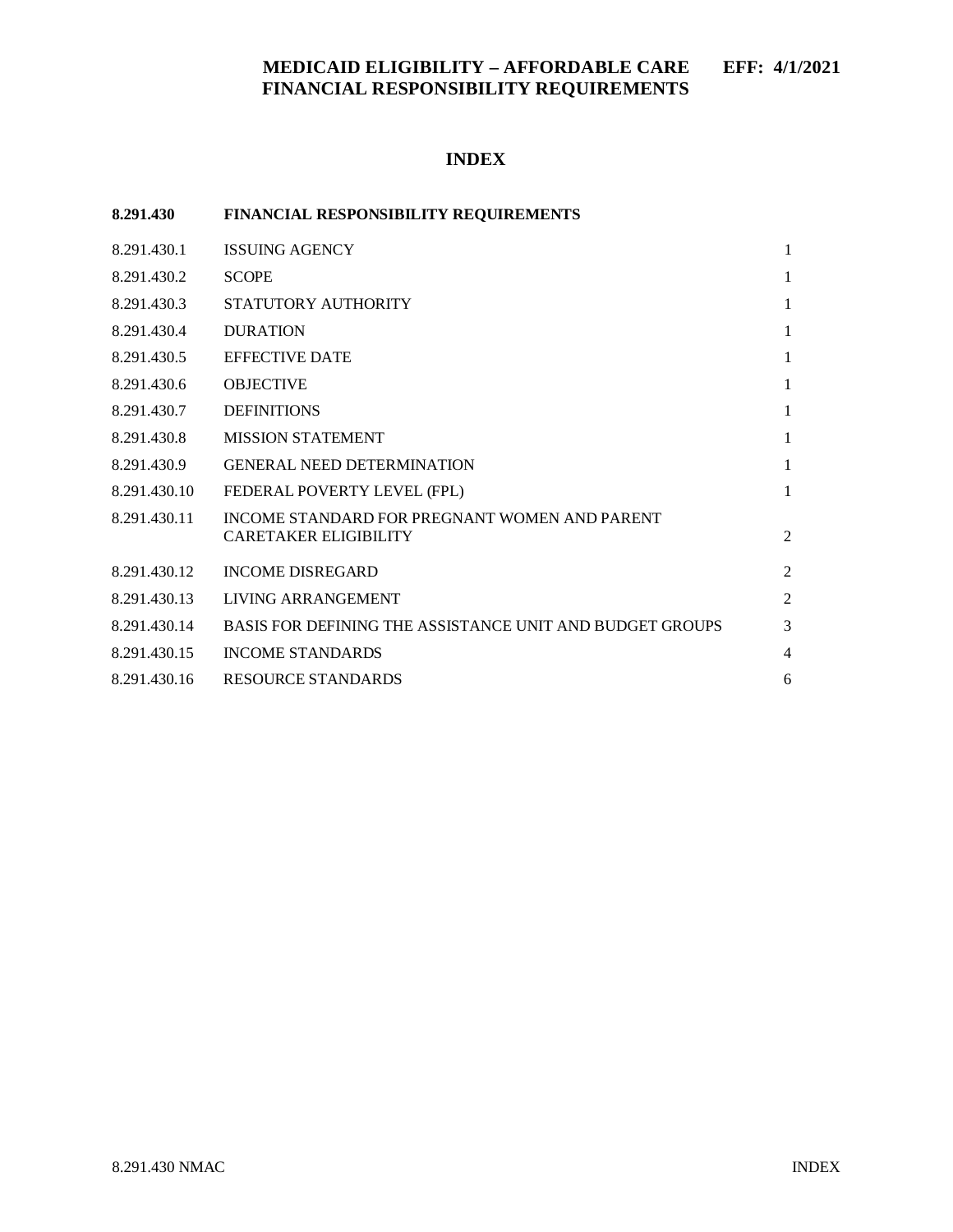# MEDICAID ELIGIBILITY – AFFORDABLE CARE FINANCIAL RESPONSIBILITY REQUIREMENTS

EFF: 4/1/2021

## INDEX

| 8.291.430 | FINANCIAL RESPONSIBILITY REQUIREMENTS | |
|---|---|---|
| 8.291.430.1 | ISSUING AGENCY | 1 |
| 8.291.430.2 | SCOPE | 1 |
| 8.291.430.3 | STATUTORY AUTHORITY | 1 |
| 8.291.430.4 | DURATION | 1 |
| 8.291.430.5 | EFFECTIVE DATE | 1 |
| 8.291.430.6 | OBJECTIVE | 1 |
| 8.291.430.7 | DEFINITIONS | 1 |
| 8.291.430.8 | MISSION STATEMENT | 1 |
| 8.291.430.9 | GENERAL NEED DETERMINATION | 1 |
| 8.291.430.10 | FEDERAL POVERTY LEVEL (FPL) | 1 |
| 8.291.430.11 | INCOME STANDARD FOR PREGNANT WOMEN AND PARENT CARETAKER ELIGIBILITY | 2 |
| 8.291.430.12 | INCOME DISREGARD | 2 |
| 8.291.430.13 | LIVING ARRANGEMENT | 2 |
| 8.291.430.14 | BASIS FOR DEFINING THE ASSISTANCE UNIT AND BUDGET GROUPS | 3 |
| 8.291.430.15 | INCOME STANDARDS | 4 |
| 8.291.430.16 | RESOURCE STANDARDS | 6 |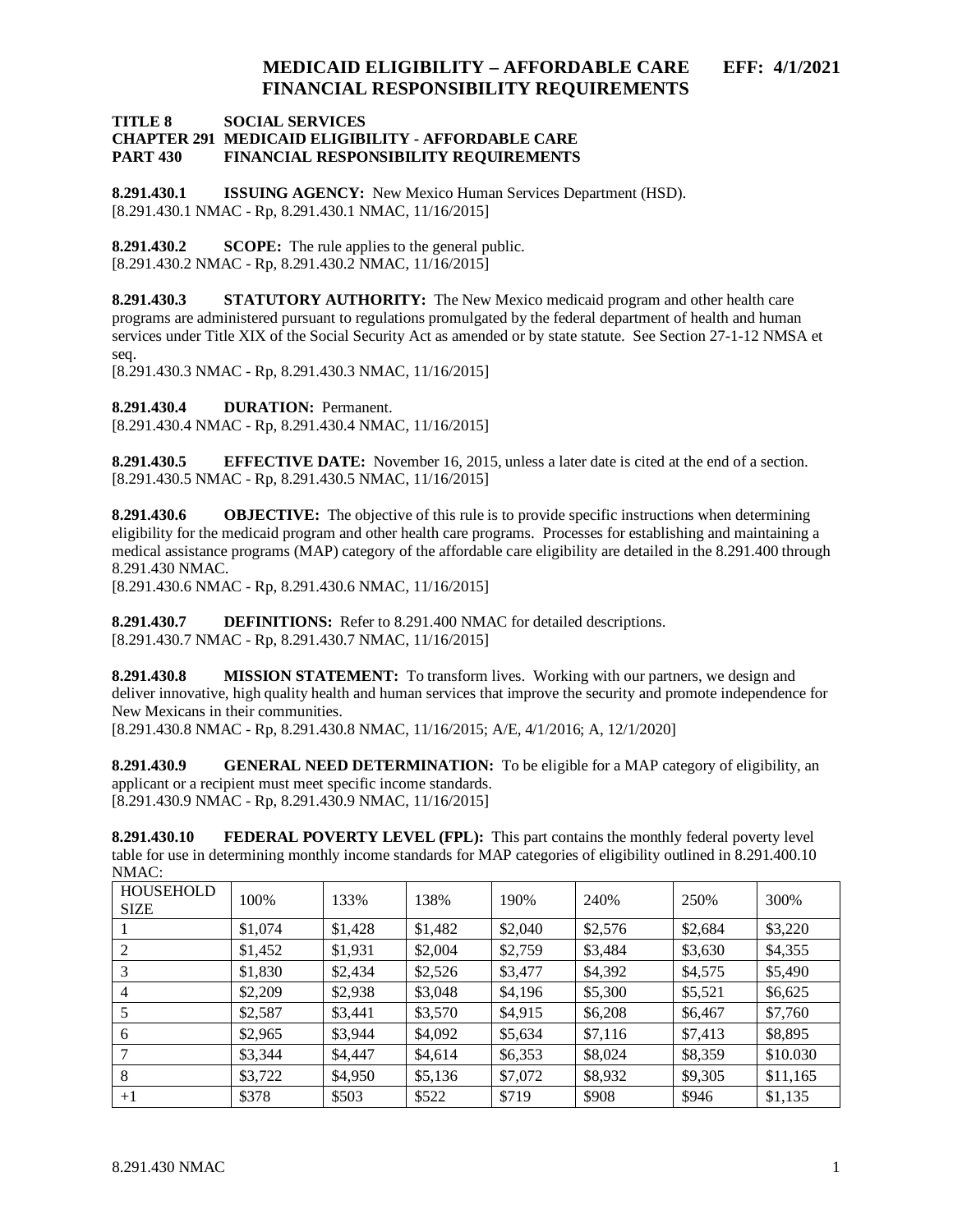# TITLE 8 SOCIAL SERVICES
## CHAPTER 291 MEDICAID ELIGIBILITY - AFFORDABLE CARE
## PART 430 FINANCIAL RESPONSIBILITY REQUIREMENTS

**8.291.430.1 ISSUING AGENCY:** New Mexico Human Services Department (HSD).
[8.291.430.1 NMAC - Rp, 8.291.430.1 NMAC, 11/16/2015]

**8.291.430.2 SCOPE:** The rule applies to the general public.
[8.291.430.2 NMAC - Rp, 8.291.430.2 NMAC, 11/16/2015]

**8.291.430.3 STATUTORY AUTHORITY:** The New Mexico medicaid program and other health care programs are administered pursuant to regulations promulgated by the federal department of health and human services under Title XIX of the Social Security Act as amended or by state statute. See Section 27-1-12 NMSA et seq.
[8.291.430.3 NMAC - Rp, 8.291.430.3 NMAC, 11/16/2015]

**8.291.430.4 DURATION:** Permanent.
[8.291.430.4 NMAC - Rp, 8.291.430.4 NMAC, 11/16/2015]

**8.291.430.5 EFFECTIVE DATE:** November 16, 2015, unless a later date is cited at the end of a section.
[8.291.430.5 NMAC - Rp, 8.291.430.5 NMAC, 11/16/2015]

**8.291.430.6 OBJECTIVE:** The objective of this rule is to provide specific instructions when determining eligibility for the medicaid program and other health care programs. Processes for establishing and maintaining a medical assistance programs (MAP) category of the affordable care eligibility are detailed in the 8.291.400 through 8.291.430 NMAC.
[8.291.430.6 NMAC - Rp, 8.291.430.6 NMAC, 11/16/2015]

**8.291.430.7 DEFINITIONS:** Refer to 8.291.400 NMAC for detailed descriptions.
[8.291.430.7 NMAC - Rp, 8.291.430.7 NMAC, 11/16/2015]

**8.291.430.8 MISSION STATEMENT:** To transform lives. Working with our partners, we design and deliver innovative, high quality health and human services that improve the security and promote independence for New Mexicans in their communities.
[8.291.430.8 NMAC - Rp, 8.291.430.8 NMAC, 11/16/2015; A/E, 4/1/2016; A, 12/1/2020]

**8.291.430.9 GENERAL NEED DETERMINATION:** To be eligible for a MAP category of eligibility, an applicant or a recipient must meet specific income standards.
[8.291.430.9 NMAC - Rp, 8.291.430.9 NMAC, 11/16/2015]

**8.291.430.10 FEDERAL POVERTY LEVEL (FPL):** This part contains the monthly federal poverty level table for use in determining monthly income standards for MAP categories of eligibility outlined in 8.291.400.10 NMAC:

| HOUSEHOLD SIZE | 100% | 133% | 138% | 190% | 240% | 250% | 300% |
|---|---|---|---|---|---|---|---|
| 1 | $1,074 | $1,428 | $1,482 | $2,040 | $2,576 | $2,684 | $3,220 |
| 2 | $1,452 | $1,931 | $2,004 | $2,759 | $3,484 | $3,630 | $4,355 |
| 3 | $1,830 | $2,434 | $2,526 | $3,477 | $4,392 | $4,575 | $5,490 |
| 4 | $2,209 | $2,938 | $3,048 | $4,196 | $5,300 | $5,521 | $6,625 |
| 5 | $2,587 | $3,441 | $3,570 | $4,915 | $6,208 | $6,467 | $7,760 |
| 6 | $2,965 | $3,944 | $4,092 | $5,634 | $7,116 | $7,413 | $8,895 |
| 7 | $3,344 | $4,447 | $4,614 | $6,353 | $8,024 | $8,359 | $10.030 |
| 8 | $3,722 | $4,950 | $5,136 | $7,072 | $8,932 | $9,305 | $11,165 |
| +1 | $378 | $503 | $522 | $719 | $908 | $946 | $1,135 |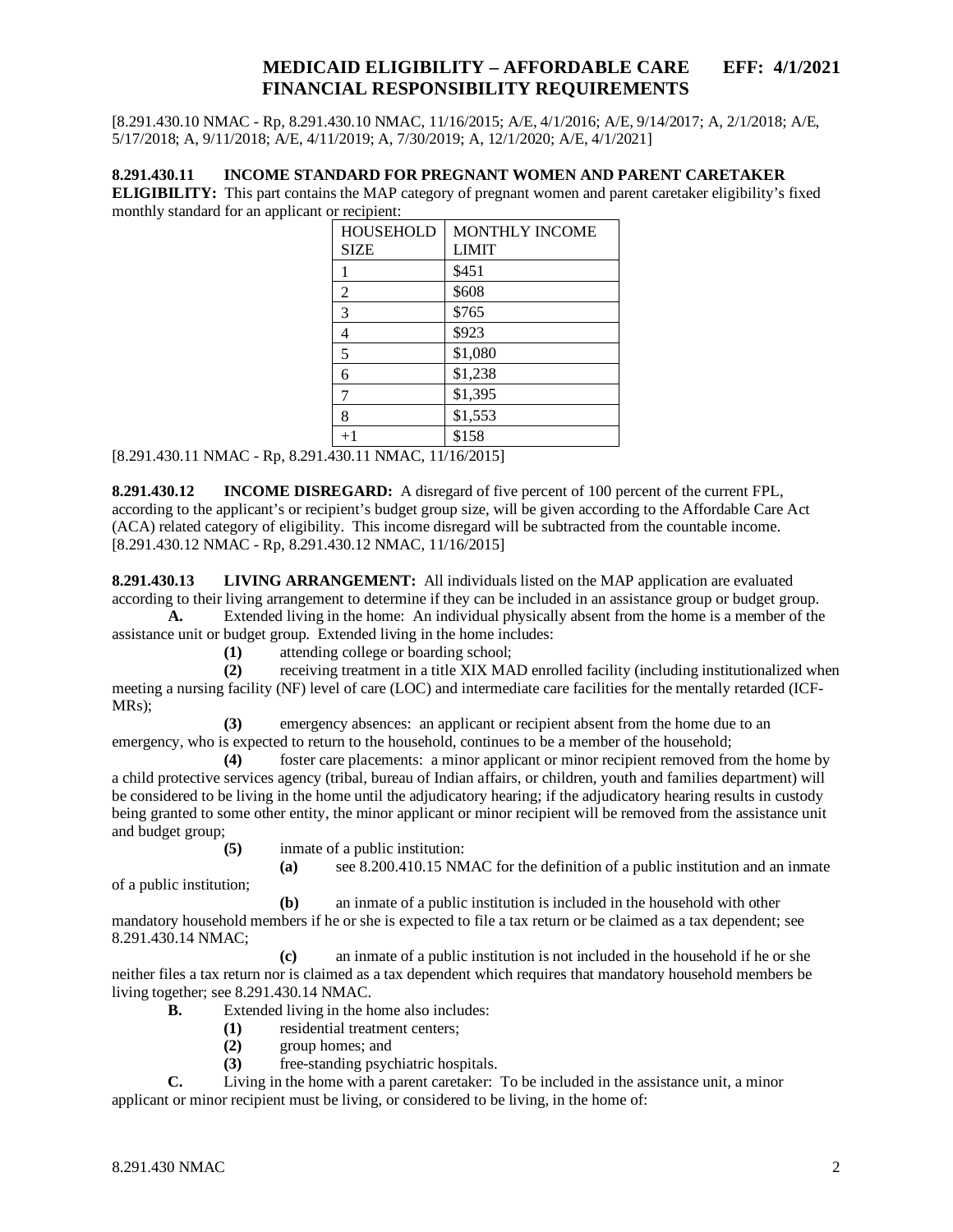[8.291.430.10 NMAC - Rp, 8.291.430.10 NMAC, 11/16/2015; A/E, 4/1/2016; A/E, 9/14/2017; A, 2/1/2018; A/E, 5/17/2018; A, 9/11/2018; A/E, 4/11/2019; A, 7/30/2019; A, 12/1/2020; A/E, 4/1/2021]

**8.291.430.11 INCOME STANDARD FOR PREGNANT WOMEN AND PARENT CARETAKER ELIGIBILITY:** This part contains the MAP category of pregnant women and parent caretaker eligibility's fixed monthly standard for an applicant or recipient:

| HOUSEHOLD SIZE | MONTHLY INCOME LIMIT |
|---|---|
| 1 | $451 |
| 2 | $608 |
| 3 | $765 |
| 4 | $923 |
| 5 | $1,080 |
| 6 | $1,238 |
| 7 | $1,395 |
| 8 | $1,553 |
| +1 | $158 |

[8.291.430.11 NMAC - Rp, 8.291.430.11 NMAC, 11/16/2015]

**8.291.430.12 INCOME DISREGARD:** A disregard of five percent of 100 percent of the current FPL, according to the applicant's or recipient's budget group size, will be given according to the Affordable Care Act (ACA) related category of eligibility. This income disregard will be subtracted from the countable income.
[8.291.430.12 NMAC - Rp, 8.291.430.12 NMAC, 11/16/2015]

**8.291.430.13 LIVING ARRANGEMENT:** All individuals listed on the MAP application are evaluated according to their living arrangement to determine if they can be included in an assistance group or budget group.

**A.** Extended living in the home: An individual physically absent from the home is a member of the assistance unit or budget group. Extended living in the home includes:

**(1)** attending college or boarding school;

**(2)** receiving treatment in a title XIX MAD enrolled facility (including institutionalized when meeting a nursing facility (NF) level of care (LOC) and intermediate care facilities for the mentally retarded (ICF-MRs);

**(3)** emergency absences: an applicant or recipient absent from the home due to an emergency, who is expected to return to the household, continues to be a member of the household;

**(4)** foster care placements: a minor applicant or minor recipient removed from the home by a child protective services agency (tribal, bureau of Indian affairs, or children, youth and families department) will be considered to be living in the home until the adjudicatory hearing; if the adjudicatory hearing results in custody being granted to some other entity, the minor applicant or minor recipient will be removed from the assistance unit and budget group;

**(5)** inmate of a public institution:

**(a)** see 8.200.410.15 NMAC for the definition of a public institution and an inmate of a public institution;

**(b)** an inmate of a public institution is included in the household with other mandatory household members if he or she is expected to file a tax return or be claimed as a tax dependent; see 8.291.430.14 NMAC;

**(c)** an inmate of a public institution is not included in the household if he or she neither files a tax return nor is claimed as a tax dependent which requires that mandatory household members be living together; see 8.291.430.14 NMAC.

**B.** Extended living in the home also includes:

**(1)** residential treatment centers;

**(2)** group homes; and

**(3)** free-standing psychiatric hospitals.

**C.** Living in the home with a parent caretaker: To be included in the assistance unit, a minor applicant or minor recipient must be living, or considered to be living, in the home of: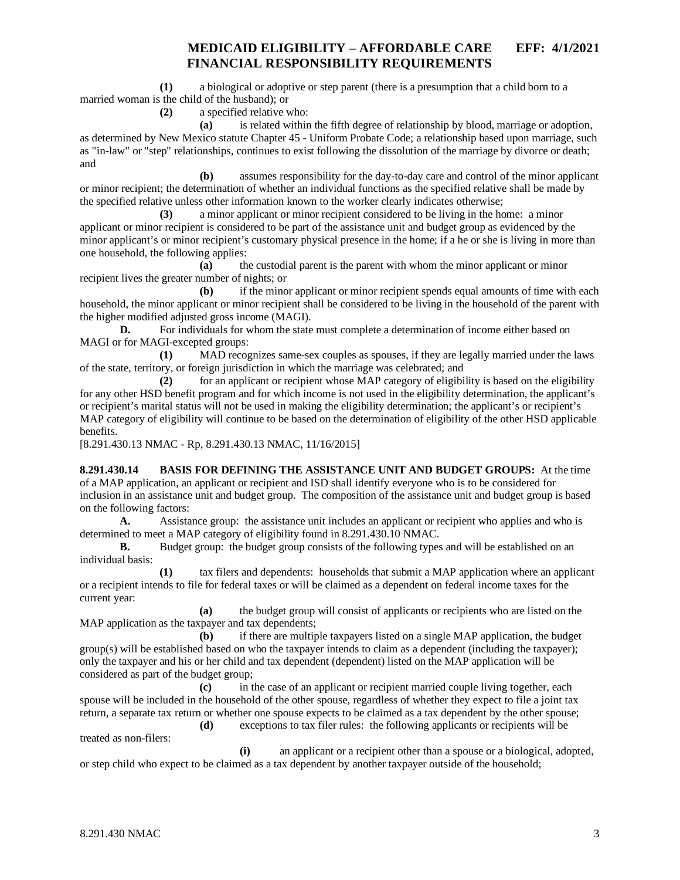**(1)** a biological or adoptive or step parent (there is a presumption that a child born to a married woman is the child of the husband); or

**(2)** a specified relative who:

**(a)** is related within the fifth degree of relationship by blood, marriage or adoption, as determined by New Mexico statute Chapter 45 - Uniform Probate Code; a relationship based upon marriage, such as "in-law" or "step" relationships, continues to exist following the dissolution of the marriage by divorce or death; and

**(b)** assumes responsibility for the day-to-day care and control of the minor applicant or minor recipient; the determination of whether an individual functions as the specified relative shall be made by the specified relative unless other information known to the worker clearly indicates otherwise;

**(3)** a minor applicant or minor recipient considered to be living in the home: a minor applicant or minor recipient is considered to be part of the assistance unit and budget group as evidenced by the minor applicant's or minor recipient's customary physical presence in the home; if a he or she is living in more than one household, the following applies:

**(a)** the custodial parent is the parent with whom the minor applicant or minor recipient lives the greater number of nights; or

**(b)** if the minor applicant or minor recipient spends equal amounts of time with each household, the minor applicant or minor recipient shall be considered to be living in the household of the parent with the higher modified adjusted gross income (MAGI).

**D.** For individuals for whom the state must complete a determination of income either based on MAGI or for MAGI-excepted groups:

**(1)** MAD recognizes same-sex couples as spouses, if they are legally married under the laws of the state, territory, or foreign jurisdiction in which the marriage was celebrated; and

**(2)** for an applicant or recipient whose MAP category of eligibility is based on the eligibility for any other HSD benefit program and for which income is not used in the eligibility determination, the applicant's or recipient's marital status will not be used in making the eligibility determination; the applicant's or recipient's MAP category of eligibility will continue to be based on the determination of eligibility of the other HSD applicable benefits.

[8.291.430.13 NMAC - Rp, 8.291.430.13 NMAC, 11/16/2015]

**8.291.430.14 BASIS FOR DEFINING THE ASSISTANCE UNIT AND BUDGET GROUPS:** At the time of a MAP application, an applicant or recipient and ISD shall identify everyone who is to be considered for inclusion in an assistance unit and budget group. The composition of the assistance unit and budget group is based on the following factors:

**A.** Assistance group: the assistance unit includes an applicant or recipient who applies and who is determined to meet a MAP category of eligibility found in 8.291.430.10 NMAC.

**B.** Budget group: the budget group consists of the following types and will be established on an individual basis:

**(1)** tax filers and dependents: households that submit a MAP application where an applicant or a recipient intends to file for federal taxes or will be claimed as a dependent on federal income taxes for the current year:

**(a)** the budget group will consist of applicants or recipients who are listed on the MAP application as the taxpayer and tax dependents;

**(b)** if there are multiple taxpayers listed on a single MAP application, the budget group(s) will be established based on who the taxpayer intends to claim as a dependent (including the taxpayer); only the taxpayer and his or her child and tax dependent (dependent) listed on the MAP application will be considered as part of the budget group;

**(c)** in the case of an applicant or recipient married couple living together, each spouse will be included in the household of the other spouse, regardless of whether they expect to file a joint tax return, a separate tax return or whether one spouse expects to be claimed as a tax dependent by the other spouse;

**(d)** exceptions to tax filer rules: the following applicants or recipients will be treated as non-filers:

**(i)** an applicant or a recipient other than a spouse or a biological, adopted, or step child who expect to be claimed as a tax dependent by another taxpayer outside of the household;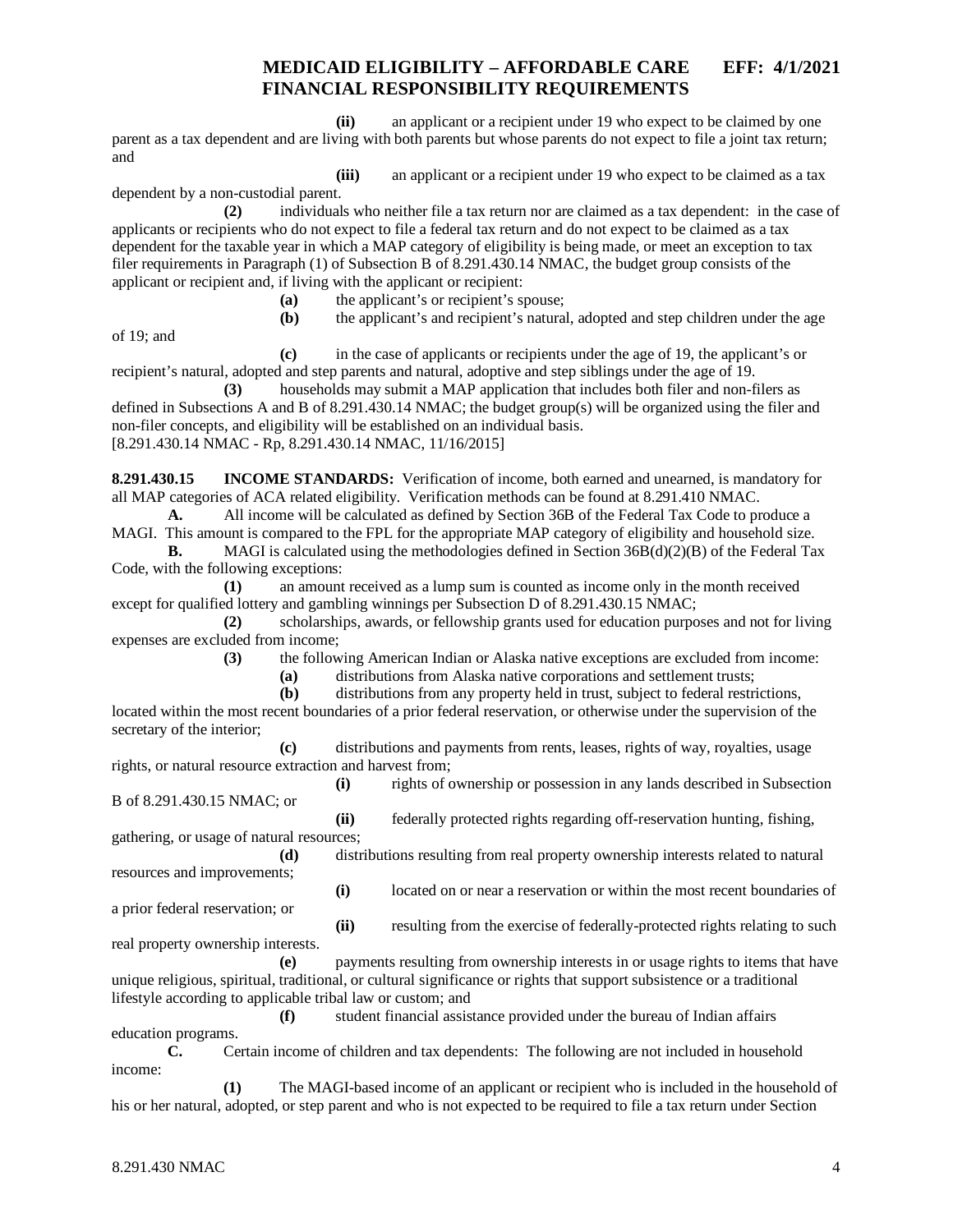**(ii)** an applicant or a recipient under 19 who expect to be claimed by one parent as a tax dependent and are living with both parents but whose parents do not expect to file a joint tax return; and

**(iii)** an applicant or a recipient under 19 who expect to be claimed as a tax dependent by a non-custodial parent.

**(2)** individuals who neither file a tax return nor are claimed as a tax dependent: in the case of applicants or recipients who do not expect to file a federal tax return and do not expect to be claimed as a tax dependent for the taxable year in which a MAP category of eligibility is being made, or meet an exception to tax filer requirements in Paragraph (1) of Subsection B of 8.291.430.14 NMAC, the budget group consists of the applicant or recipient and, if living with the applicant or recipient:

**(a)** the applicant's or recipient's spouse;

**(b)** the applicant's and recipient's natural, adopted and step children under the age of 19; and

**(c)** in the case of applicants or recipients under the age of 19, the applicant's or recipient's natural, adopted and step parents and natural, adoptive and step siblings under the age of 19.

**(3)** households may submit a MAP application that includes both filer and non-filers as defined in Subsections A and B of 8.291.430.14 NMAC; the budget group(s) will be organized using the filer and non-filer concepts, and eligibility will be established on an individual basis.

[8.291.430.14 NMAC - Rp, 8.291.430.14 NMAC, 11/16/2015]

**8.291.430.15 INCOME STANDARDS:** Verification of income, both earned and unearned, is mandatory for all MAP categories of ACA related eligibility. Verification methods can be found at 8.291.410 NMAC.

**A.** All income will be calculated as defined by Section 36B of the Federal Tax Code to produce a MAGI. This amount is compared to the FPL for the appropriate MAP category of eligibility and household size.

**B.** MAGI is calculated using the methodologies defined in Section 36B(d)(2)(B) of the Federal Tax Code, with the following exceptions:

**(1)** an amount received as a lump sum is counted as income only in the month received except for qualified lottery and gambling winnings per Subsection D of 8.291.430.15 NMAC;

**(2)** scholarships, awards, or fellowship grants used for education purposes and not for living expenses are excluded from income;

**(3)** the following American Indian or Alaska native exceptions are excluded from income:

**(a)** distributions from Alaska native corporations and settlement trusts;

**(b)** distributions from any property held in trust, subject to federal restrictions, located within the most recent boundaries of a prior federal reservation, or otherwise under the supervision of the secretary of the interior;

**(c)** distributions and payments from rents, leases, rights of way, royalties, usage rights, or natural resource extraction and harvest from;

**(i)** rights of ownership or possession in any lands described in Subsection B of 8.291.430.15 NMAC; or

**(ii)** federally protected rights regarding off-reservation hunting, fishing, gathering, or usage of natural resources;

**(d)** distributions resulting from real property ownership interests related to natural resources and improvements;

**(i)** located on or near a reservation or within the most recent boundaries of a prior federal reservation; or

**(ii)** resulting from the exercise of federally-protected rights relating to such real property ownership interests.

**(e)** payments resulting from ownership interests in or usage rights to items that have unique religious, spiritual, traditional, or cultural significance or rights that support subsistence or a traditional lifestyle according to applicable tribal law or custom; and

**(f)** student financial assistance provided under the bureau of Indian affairs education programs.

**C.** Certain income of children and tax dependents: The following are not included in household income:

**(1)** The MAGI-based income of an applicant or recipient who is included in the household of his or her natural, adopted, or step parent and who is not expected to be required to file a tax return under Section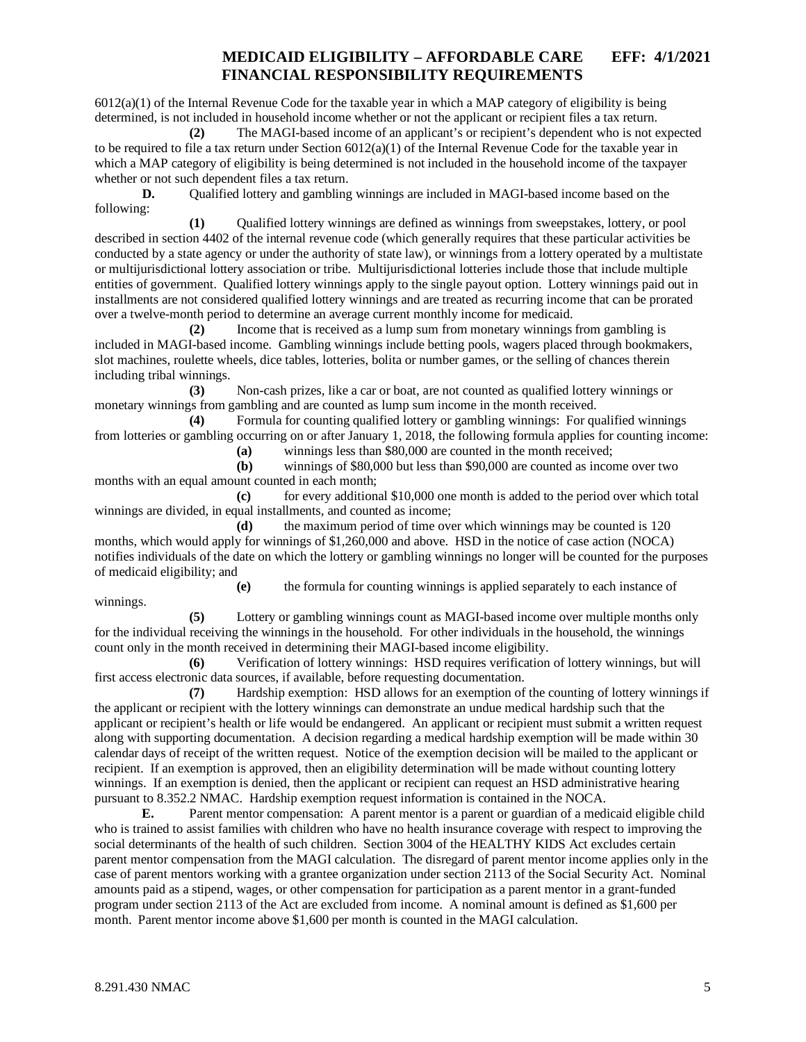6012(a)(1) of the Internal Revenue Code for the taxable year in which a MAP category of eligibility is being determined, is not included in household income whether or not the applicant or recipient files a tax return.

**(2)** The MAGI-based income of an applicant's or recipient's dependent who is not expected to be required to file a tax return under Section 6012(a)(1) of the Internal Revenue Code for the taxable year in which a MAP category of eligibility is being determined is not included in the household income of the taxpayer whether or not such dependent files a tax return.

**D.** Qualified lottery and gambling winnings are included in MAGI-based income based on the following:

**(1)** Qualified lottery winnings are defined as winnings from sweepstakes, lottery, or pool described in section 4402 of the internal revenue code (which generally requires that these particular activities be conducted by a state agency or under the authority of state law), or winnings from a lottery operated by a multistate or multijurisdictional lottery association or tribe. Multijurisdictional lotteries include those that include multiple entities of government. Qualified lottery winnings apply to the single payout option. Lottery winnings paid out in installments are not considered qualified lottery winnings and are treated as recurring income that can be prorated over a twelve-month period to determine an average current monthly income for medicaid.

**(2)** Income that is received as a lump sum from monetary winnings from gambling is included in MAGI-based income. Gambling winnings include betting pools, wagers placed through bookmakers, slot machines, roulette wheels, dice tables, lotteries, bolita or number games, or the selling of chances therein including tribal winnings.

**(3)** Non-cash prizes, like a car or boat, are not counted as qualified lottery winnings or monetary winnings from gambling and are counted as lump sum income in the month received.

**(4)** Formula for counting qualified lottery or gambling winnings: For qualified winnings from lotteries or gambling occurring on or after January 1, 2018, the following formula applies for counting income:

**(a)** winnings less than $80,000 are counted in the month received;

**(b)** winnings of $80,000 but less than $90,000 are counted as income over two months with an equal amount counted in each month;

**(c)** for every additional $10,000 one month is added to the period over which total winnings are divided, in equal installments, and counted as income;

**(d)** the maximum period of time over which winnings may be counted is 120 months, which would apply for winnings of $1,260,000 and above. HSD in the notice of case action (NOCA) notifies individuals of the date on which the lottery or gambling winnings no longer will be counted for the purposes of medicaid eligibility; and

**(e)** the formula for counting winnings is applied separately to each instance of winnings.

**(5)** Lottery or gambling winnings count as MAGI-based income over multiple months only for the individual receiving the winnings in the household. For other individuals in the household, the winnings count only in the month received in determining their MAGI-based income eligibility.

**(6)** Verification of lottery winnings: HSD requires verification of lottery winnings, but will first access electronic data sources, if available, before requesting documentation.

**(7)** Hardship exemption: HSD allows for an exemption of the counting of lottery winnings if the applicant or recipient with the lottery winnings can demonstrate an undue medical hardship such that the applicant or recipient's health or life would be endangered. An applicant or recipient must submit a written request along with supporting documentation. A decision regarding a medical hardship exemption will be made within 30 calendar days of receipt of the written request. Notice of the exemption decision will be mailed to the applicant or recipient. If an exemption is approved, then an eligibility determination will be made without counting lottery winnings. If an exemption is denied, then the applicant or recipient can request an HSD administrative hearing pursuant to 8.352.2 NMAC. Hardship exemption request information is contained in the NOCA.

**E.** Parent mentor compensation: A parent mentor is a parent or guardian of a medicaid eligible child who is trained to assist families with children who have no health insurance coverage with respect to improving the social determinants of the health of such children. Section 3004 of the HEALTHY KIDS Act excludes certain parent mentor compensation from the MAGI calculation. The disregard of parent mentor income applies only in the case of parent mentors working with a grantee organization under section 2113 of the Social Security Act. Nominal amounts paid as a stipend, wages, or other compensation for participation as a parent mentor in a grant-funded program under section 2113 of the Act are excluded from income. A nominal amount is defined as $1,600 per month. Parent mentor income above $1,600 per month is counted in the MAGI calculation.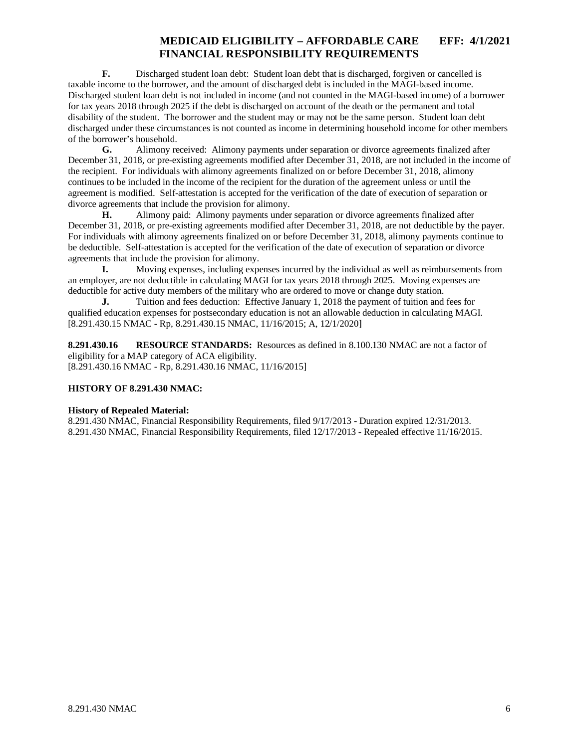**F.** Discharged student loan debt: Student loan debt that is discharged, forgiven or cancelled is taxable income to the borrower, and the amount of discharged debt is included in the MAGI-based income. Discharged student loan debt is not included in income (and not counted in the MAGI-based income) of a borrower for tax years 2018 through 2025 if the debt is discharged on account of the death or the permanent and total disability of the student. The borrower and the student may or may not be the same person. Student loan debt discharged under these circumstances is not counted as income in determining household income for other members of the borrower's household.

**G.** Alimony received: Alimony payments under separation or divorce agreements finalized after December 31, 2018, or pre-existing agreements modified after December 31, 2018, are not included in the income of the recipient. For individuals with alimony agreements finalized on or before December 31, 2018, alimony continues to be included in the income of the recipient for the duration of the agreement unless or until the agreement is modified. Self-attestation is accepted for the verification of the date of execution of separation or divorce agreements that include the provision for alimony.

**H.** Alimony paid: Alimony payments under separation or divorce agreements finalized after December 31, 2018, or pre-existing agreements modified after December 31, 2018, are not deductible by the payer. For individuals with alimony agreements finalized on or before December 31, 2018, alimony payments continue to be deductible. Self-attestation is accepted for the verification of the date of execution of separation or divorce agreements that include the provision for alimony.

**I.** Moving expenses, including expenses incurred by the individual as well as reimbursements from an employer, are not deductible in calculating MAGI for tax years 2018 through 2025. Moving expenses are deductible for active duty members of the military who are ordered to move or change duty station.

**J.** Tuition and fees deduction: Effective January 1, 2018 the payment of tuition and fees for qualified education expenses for postsecondary education is not an allowable deduction in calculating MAGI.
[8.291.430.15 NMAC - Rp, 8.291.430.15 NMAC, 11/16/2015; A, 12/1/2020]

**8.291.430.16 RESOURCE STANDARDS:** Resources as defined in 8.100.130 NMAC are not a factor of eligibility for a MAP category of ACA eligibility.
[8.291.430.16 NMAC - Rp, 8.291.430.16 NMAC, 11/16/2015]

**HISTORY OF 8.291.430 NMAC:**

**History of Repealed Material:**

8.291.430 NMAC, Financial Responsibility Requirements, filed 9/17/2013 - Duration expired 12/31/2013.
8.291.430 NMAC, Financial Responsibility Requirements, filed 12/17/2013 - Repealed effective 11/16/2015.